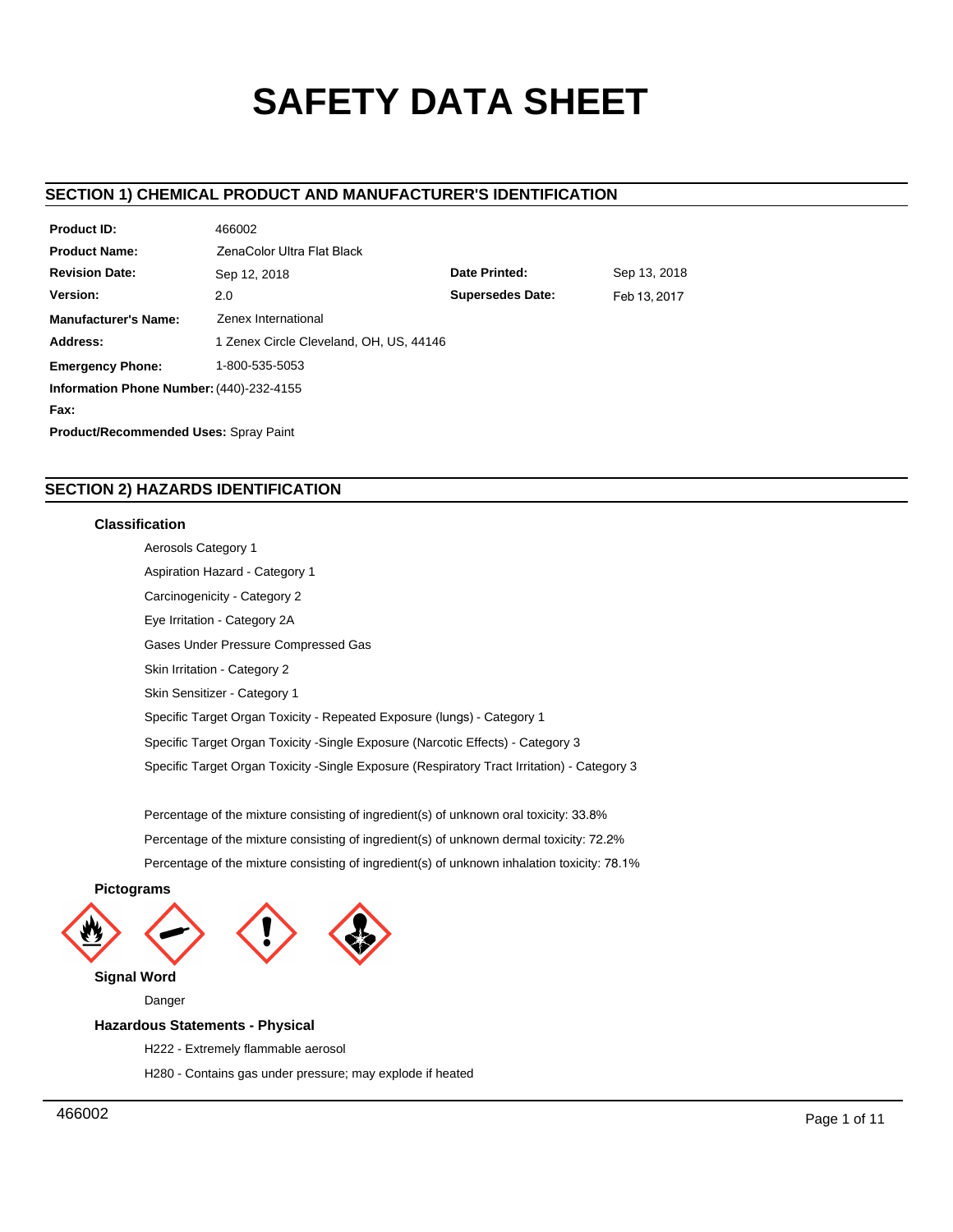# SAFETY DATA SHEET

## SECTION 1) CHEMICAL PRODUCT AND MANUFACTURER'S IDENTIFICATION

| | | | |
|---|---|---|---|
| **Product ID:** | 466002 | | |
| **Product Name:** | ZenaColor Ultra Flat Black | | |
| **Revision Date:** | Sep 12, 2018 | **Date Printed:** | Sep 13, 2018 |
| **Version:** | 2.0 | **Supersedes Date:** | Feb 13, 2017 |
| **Manufacturer's Name:** | Zenex International | | |
| **Address:** | 1 Zenex Circle Cleveland, OH, US, 44146 | | |
| **Emergency Phone:** | 1-800-535-5053 | | |
| **Information Phone Number:** | (440)-232-4155 | | |
| **Fax:** | | | |
| **Product/Recommended Uses:** | Spray Paint | | |

## SECTION 2) HAZARDS IDENTIFICATION

### Classification

Aerosols Category 1

Aspiration Hazard - Category 1

Carcinogenicity - Category 2

Eye Irritation - Category 2A

Gases Under Pressure Compressed Gas

Skin Irritation - Category 2

Skin Sensitizer - Category 1

Specific Target Organ Toxicity - Repeated Exposure (lungs) - Category 1

Specific Target Organ Toxicity -Single Exposure (Narcotic Effects) - Category 3

Specific Target Organ Toxicity -Single Exposure (Respiratory Tract Irritation) - Category 3

Percentage of the mixture consisting of ingredient(s) of unknown oral toxicity: 33.8%

Percentage of the mixture consisting of ingredient(s) of unknown dermal toxicity: 72.2%

Percentage of the mixture consisting of ingredient(s) of unknown inhalation toxicity: 78.1%

### Pictograms

### Signal Word

Danger

### Hazardous Statements - Physical

H222 - Extremely flammable aerosol

H280 - Contains gas under pressure; may explode if heated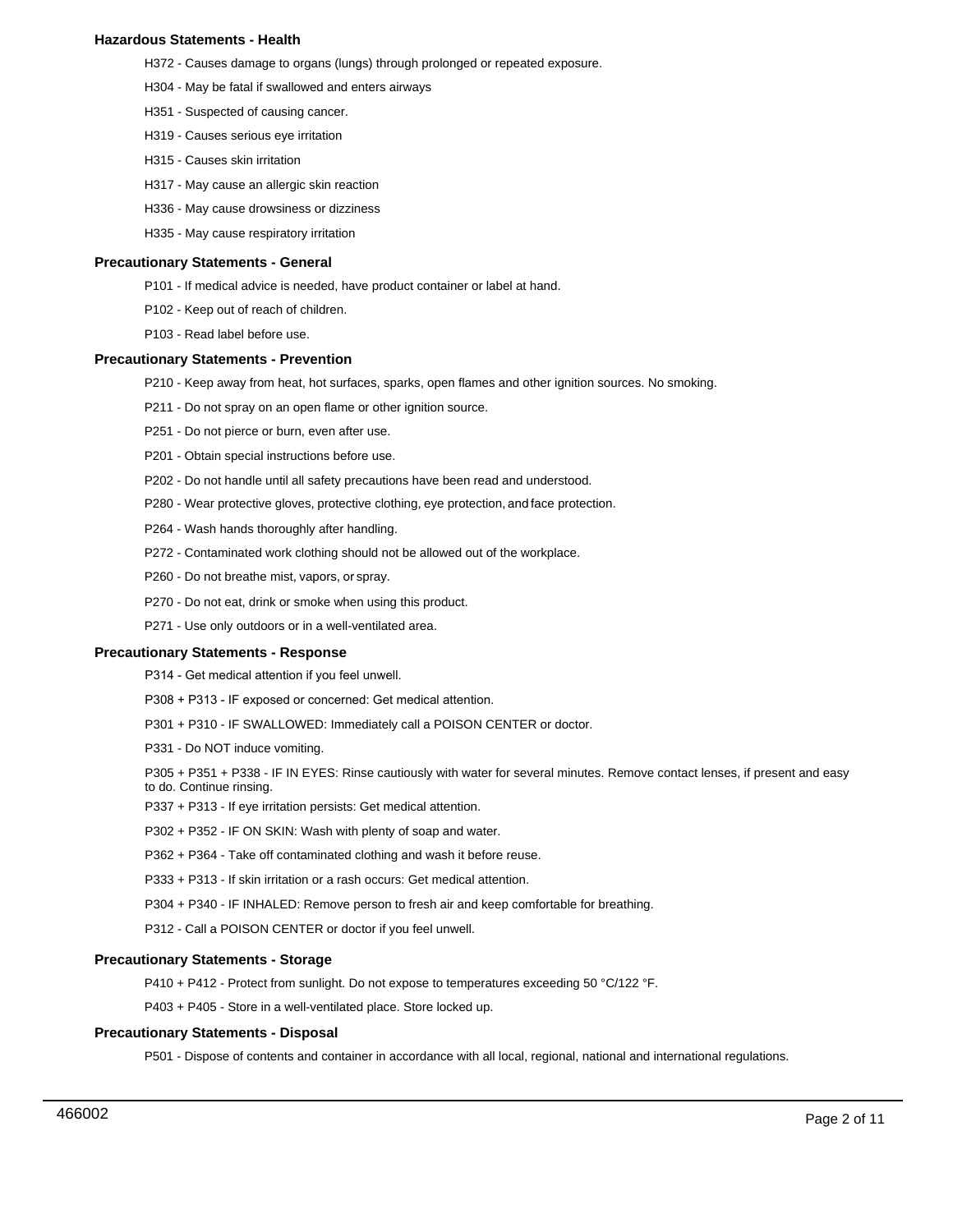#### Hazardous Statements - Health

H372 - Causes damage to organs (lungs) through prolonged or repeated exposure.

H304 - May be fatal if swallowed and enters airways

H351 - Suspected of causing cancer.

H319 - Causes serious eye irritation

H315 - Causes skin irritation

H317 - May cause an allergic skin reaction

H336 - May cause drowsiness or dizziness

H335 - May cause respiratory irritation

#### Precautionary Statements - General

P101 - If medical advice is needed, have product container or label at hand.

P102 - Keep out of reach of children.

P103 - Read label before use.

#### Precautionary Statements - Prevention

P210 - Keep away from heat, hot surfaces, sparks, open flames and other ignition sources. No smoking.

P211 - Do not spray on an open flame or other ignition source.

P251 - Do not pierce or burn, even after use.

P201 - Obtain special instructions before use.

P202 - Do not handle until all safety precautions have been read and understood.

P280 - Wear protective gloves, protective clothing, eye protection, and face protection.

P264 - Wash hands thoroughly after handling.

P272 - Contaminated work clothing should not be allowed out of the workplace.

P260 - Do not breathe mist, vapors, or spray.

P270 - Do not eat, drink or smoke when using this product.

P271 - Use only outdoors or in a well-ventilated area.

#### Precautionary Statements - Response

P314 - Get medical attention if you feel unwell.

P308 + P313 - IF exposed or concerned: Get medical attention.

P301 + P310 - IF SWALLOWED: Immediately call a POISON CENTER or doctor.

P331 - Do NOT induce vomiting.

P305 + P351 + P338 - IF IN EYES: Rinse cautiously with water for several minutes. Remove contact lenses, if present and easy to do. Continue rinsing.

P337 + P313 - If eye irritation persists: Get medical attention.

P302 + P352 - IF ON SKIN: Wash with plenty of soap and water.

P362 + P364 - Take off contaminated clothing and wash it before reuse.

P333 + P313 - If skin irritation or a rash occurs: Get medical attention.

P304 + P340 - IF INHALED: Remove person to fresh air and keep comfortable for breathing.

P312 - Call a POISON CENTER or doctor if you feel unwell.

#### Precautionary Statements - Storage

P410 + P412 - Protect from sunlight. Do not expose to temperatures exceeding 50 °C/122 °F.

P403 + P405 - Store in a well-ventilated place. Store locked up.

#### Precautionary Statements - Disposal

P501 - Dispose of contents and container in accordance with all local, regional, national and international regulations.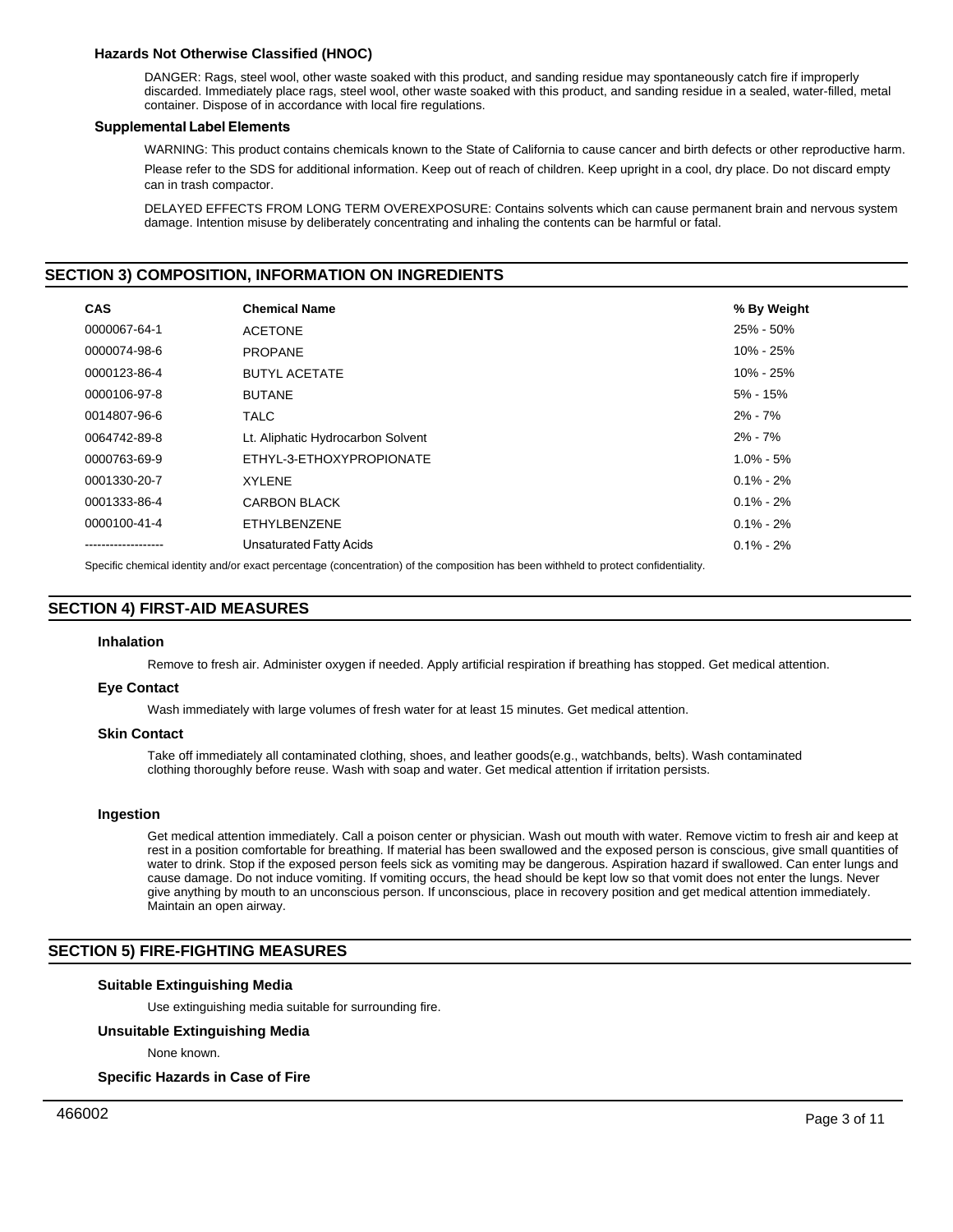### Hazards Not Otherwise Classified (HNOC)

DANGER: Rags, steel wool, other waste soaked with this product, and sanding residue may spontaneously catch fire if improperly discarded. Immediately place rags, steel wool, other waste soaked with this product, and sanding residue in a sealed, water-filled, metal container. Dispose of in accordance with local fire regulations.

### Supplemental Label Elements

WARNING: This product contains chemicals known to the State of California to cause cancer and birth defects or other reproductive harm.

Please refer to the SDS for additional information. Keep out of reach of children. Keep upright in a cool, dry place. Do not discard empty can in trash compactor.

DELAYED EFFECTS FROM LONG TERM OVEREXPOSURE: Contains solvents which can cause permanent brain and nervous system damage. Intention misuse by deliberately concentrating and inhaling the contents can be harmful or fatal.

## SECTION 3) COMPOSITION, INFORMATION ON INGREDIENTS

| CAS | Chemical Name | % By Weight |
|---|---|---|
| 0000067-64-1 | ACETONE | 25% - 50% |
| 0000074-98-6 | PROPANE | 10% - 25% |
| 0000123-86-4 | BUTYL ACETATE | 10% - 25% |
| 0000106-97-8 | BUTANE | 5% - 15% |
| 0014807-96-6 | TALC | 2% - 7% |
| 0064742-89-8 | Lt. Aliphatic Hydrocarbon Solvent | 2% - 7% |
| 0000763-69-9 | ETHYL-3-ETHOXYPROPIONATE | 1.0% - 5% |
| 0001330-20-7 | XYLENE | 0.1% - 2% |
| 0001333-86-4 | CARBON BLACK | 0.1% - 2% |
| 0000100-41-4 | ETHYLBENZENE | 0.1% - 2% |
| ------------------- | Unsaturated Fatty Acids | 0.1% - 2% |

Specific chemical identity and/or exact percentage (concentration) of the composition has been withheld to protect confidentiality.

## SECTION 4) FIRST-AID MEASURES

### Inhalation

Remove to fresh air. Administer oxygen if needed. Apply artificial respiration if breathing has stopped. Get medical attention.

### Eye Contact

Wash immediately with large volumes of fresh water for at least 15 minutes. Get medical attention.

### Skin Contact

Take off immediately all contaminated clothing, shoes, and leather goods(e.g., watchbands, belts). Wash contaminated clothing thoroughly before reuse. Wash with soap and water. Get medical attention if irritation persists.

### Ingestion

Get medical attention immediately. Call a poison center or physician. Wash out mouth with water. Remove victim to fresh air and keep at rest in a position comfortable for breathing. If material has been swallowed and the exposed person is conscious, give small quantities of water to drink. Stop if the exposed person feels sick as vomiting may be dangerous. Aspiration hazard if swallowed. Can enter lungs and cause damage. Do not induce vomiting. If vomiting occurs, the head should be kept low so that vomit does not enter the lungs. Never give anything by mouth to an unconscious person. If unconscious, place in recovery position and get medical attention immediately. Maintain an open airway.

## SECTION 5) FIRE-FIGHTING MEASURES

### Suitable Extinguishing Media

Use extinguishing media suitable for surrounding fire.

### Unsuitable Extinguishing Media

None known.

### Specific Hazards in Case of Fire

466002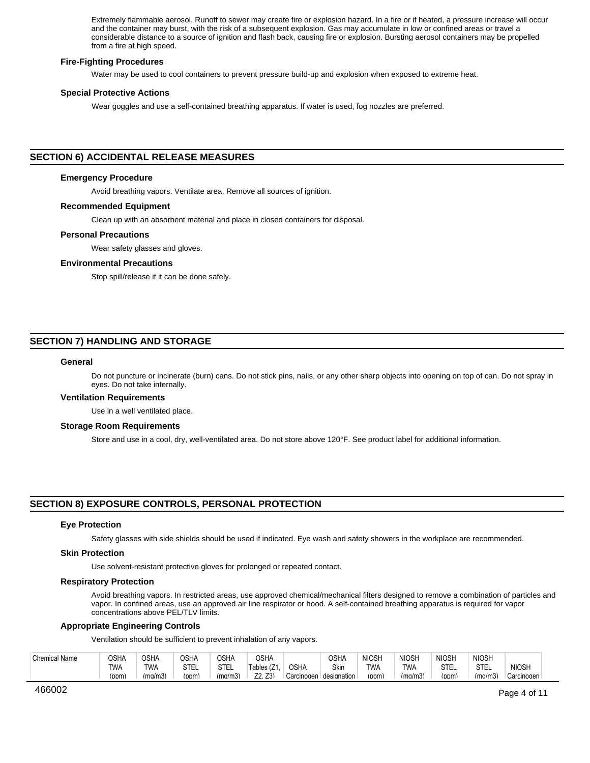Extremely flammable aerosol. Runoff to sewer may create fire or explosion hazard. In a fire or if heated, a pressure increase will occur and the container may burst, with the risk of a subsequent explosion. Gas may accumulate in low or confined areas or travel a considerable distance to a source of ignition and flash back, causing fire or explosion. Bursting aerosol containers may be propelled from a fire at high speed.

### Fire-Fighting Procedures

Water may be used to cool containers to prevent pressure build-up and explosion when exposed to extreme heat.

### Special Protective Actions

Wear goggles and use a self-contained breathing apparatus. If water is used, fog nozzles are preferred.

## SECTION 6) ACCIDENTAL RELEASE MEASURES

### Emergency Procedure

Avoid breathing vapors. Ventilate area. Remove all sources of ignition.

### Recommended Equipment

Clean up with an absorbent material and place in closed containers for disposal.

### Personal Precautions

Wear safety glasses and gloves.

### Environmental Precautions

Stop spill/release if it can be done safely.

## SECTION 7) HANDLING AND STORAGE

### General

Do not puncture or incinerate (burn) cans. Do not stick pins, nails, or any other sharp objects into opening on top of can. Do not spray in eyes. Do not take internally.

### Ventilation Requirements

Use in a well ventilated place.

### Storage Room Requirements

Store and use in a cool, dry, well-ventilated area. Do not store above 120°F. See product label for additional information.

## SECTION 8) EXPOSURE CONTROLS, PERSONAL PROTECTION

### Eye Protection

Safety glasses with side shields should be used if indicated. Eye wash and safety showers in the workplace are recommended.

### Skin Protection

Use solvent-resistant protective gloves for prolonged or repeated contact.

### Respiratory Protection

Avoid breathing vapors. In restricted areas, use approved chemical/mechanical filters designed to remove a combination of particles and vapor. In confined areas, use an approved air line respirator or hood. A self-contained breathing apparatus is required for vapor concentrations above PEL/TLV limits.

### Appropriate Engineering Controls

Ventilation should be sufficient to prevent inhalation of any vapors.

| Chemical Name | OSHA TWA (ppm) | OSHA TWA (mg/m3) | OSHA STEL (ppm) | OSHA STEL (mg/m3) | OSHA Tables (Z1, Z2, Z3) | OSHA Carcinogen | OSHA Skin designation | NIOSH TWA (ppm) | NIOSH TWA (mg/m3) | NIOSH STEL (ppm) | NIOSH STEL (mg/m3) | NIOSH Carcinogen |
|---|---|---|---|---|---|---|---|---|---|---|---|---|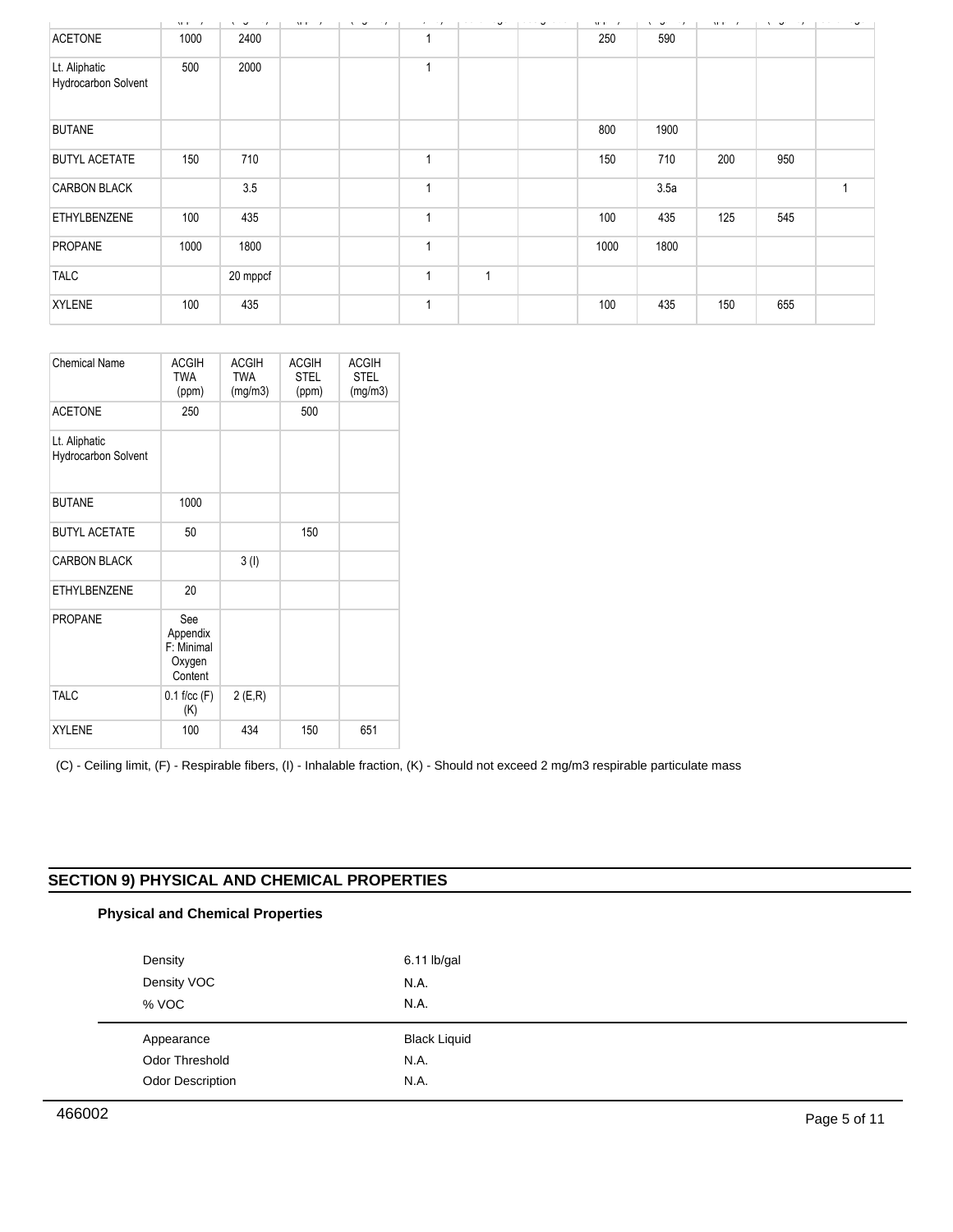| | | | | | | | | | | | | |
|---|---|---|---|---|---|---|---|---|---|---|---|---|
| ACETONE | 1000 | 2400 | | | 1 | | | 250 | 590 | | | |
| Lt. Aliphatic Hydrocarbon Solvent | 500 | 2000 | | | 1 | | | | | | | |
| BUTANE | | | | | | | | 800 | 1900 | | | |
| BUTYL ACETATE | 150 | 710 | | | 1 | | | 150 | 710 | 200 | 950 | |
| CARBON BLACK | | 3.5 | | | 1 | | | | 3.5a | | | 1 |
| ETHYLBENZENE | 100 | 435 | | | 1 | | | 100 | 435 | 125 | 545 | |
| PROPANE | 1000 | 1800 | | | 1 | | | 1000 | 1800 | | | |
| TALC | | 20 mppcf | | | 1 | 1 | | | | | | |
| XYLENE | 100 | 435 | | | 1 | | | 100 | 435 | 150 | 655 | |

| Chemical Name | ACGIH TWA (ppm) | ACGIH TWA (mg/m3) | ACGIH STEL (ppm) | ACGIH STEL (mg/m3) |
|---|---|---|---|---|
| ACETONE | 250 | | 500 | |
| Lt. Aliphatic Hydrocarbon Solvent | | | | |
| BUTANE | 1000 | | | |
| BUTYL ACETATE | 50 | | 150 | |
| CARBON BLACK | | 3 (I) | | |
| ETHYLBENZENE | 20 | | | |
| PROPANE | See Appendix F: Minimal Oxygen Content | | | |
| TALC | 0.1 f/cc (F) (K) | 2 (E,R) | | |
| XYLENE | 100 | 434 | 150 | 651 |

(C) - Ceiling limit, (F) - Respirable fibers, (I) - Inhalable fraction, (K) - Should not exceed 2 mg/m3 respirable particulate mass

## SECTION 9) PHYSICAL AND CHEMICAL PROPERTIES

### Physical and Chemical Properties

| | |
|---|---|
| Density | 6.11 lb/gal |
| Density VOC | N.A. |
| % VOC | N.A. |
| Appearance | Black Liquid |
| Odor Threshold | N.A. |
| Odor Description | N.A. |

466002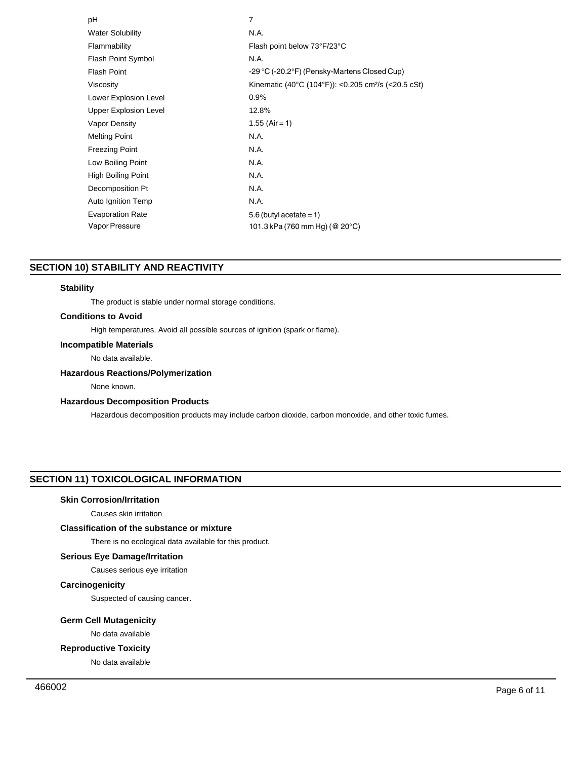| | |
|---|---|
| pH | 7 |
| Water Solubility | N.A. |
| Flammability | Flash point below 73°F/23°C |
| Flash Point Symbol | N.A. |
| Flash Point | -29 °C (-20.2°F) (Pensky-Martens Closed Cup) |
| Viscosity | Kinematic (40°C (104°F)): <0.205 cm²/s (<20.5 cSt) |
| Lower Explosion Level | 0.9% |
| Upper Explosion Level | 12.8% |
| Vapor Density | 1.55 (Air = 1) |
| Melting Point | N.A. |
| Freezing Point | N.A. |
| Low Boiling Point | N.A. |
| High Boiling Point | N.A. |
| Decomposition Pt | N.A. |
| Auto Ignition Temp | N.A. |
| Evaporation Rate | 5.6 (butyl acetate = 1) |
| Vapor Pressure | 101.3 kPa (760 mm Hg) (@ 20°C) |

## SECTION 10) STABILITY AND REACTIVITY

### Stability

The product is stable under normal storage conditions.

### Conditions to Avoid

High temperatures. Avoid all possible sources of ignition (spark or flame).

### Incompatible Materials

No data available.

### Hazardous Reactions/Polymerization

None known.

### Hazardous Decomposition Products

Hazardous decomposition products may include carbon dioxide, carbon monoxide, and other toxic fumes.

## SECTION 11) TOXICOLOGICAL INFORMATION

### Skin Corrosion/Irritation

Causes skin irritation

### Classification of the substance or mixture

There is no ecological data available for this product.

### Serious Eye Damage/Irritation

Causes serious eye irritation

### Carcinogenicity

Suspected of causing cancer.

### Germ Cell Mutagenicity

No data available

### Reproductive Toxicity

No data available

466002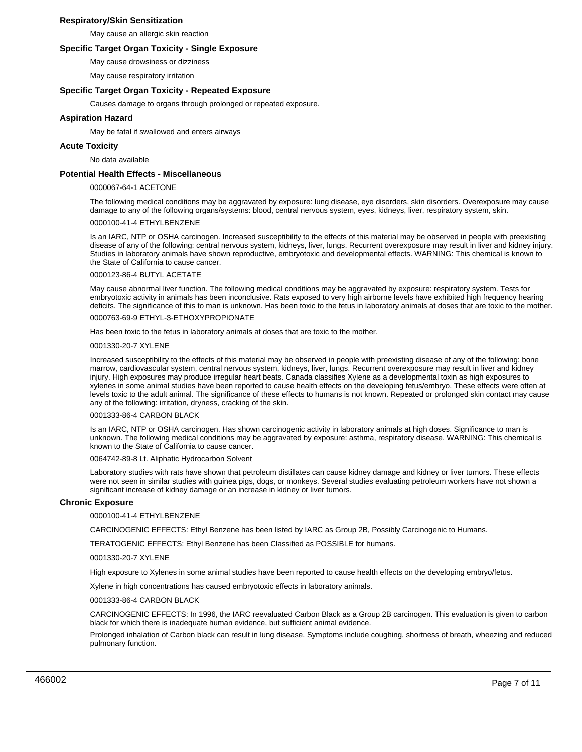### Respiratory/Skin Sensitization

May cause an allergic skin reaction

### Specific Target Organ Toxicity - Single Exposure

May cause drowsiness or dizziness

May cause respiratory irritation

### Specific Target Organ Toxicity - Repeated Exposure

Causes damage to organs through prolonged or repeated exposure.

### Aspiration Hazard

May be fatal if swallowed and enters airways

### Acute Toxicity

No data available

### Potential Health Effects - Miscellaneous

0000067-64-1 ACETONE

The following medical conditions may be aggravated by exposure: lung disease, eye disorders, skin disorders. Overexposure may cause damage to any of the following organs/systems: blood, central nervous system, eyes, kidneys, liver, respiratory system, skin.

0000100-41-4 ETHYLBENZENE

Is an IARC, NTP or OSHA carcinogen. Increased susceptibility to the effects of this material may be observed in people with preexisting disease of any of the following: central nervous system, kidneys, liver, lungs. Recurrent overexposure may result in liver and kidney injury. Studies in laboratory animals have shown reproductive, embryotoxic and developmental effects. WARNING: This chemical is known to the State of California to cause cancer.

0000123-86-4 BUTYL ACETATE

May cause abnormal liver function. The following medical conditions may be aggravated by exposure: respiratory system. Tests for embryotoxic activity in animals has been inconclusive. Rats exposed to very high airborne levels have exhibited high frequency hearing deficits. The significance of this to man is unknown. Has been toxic to the fetus in laboratory animals at doses that are toxic to the mother.

0000763-69-9 ETHYL-3-ETHOXYPROPIONATE

Has been toxic to the fetus in laboratory animals at doses that are toxic to the mother.

0001330-20-7 XYLENE

Increased susceptibility to the effects of this material may be observed in people with preexisting disease of any of the following: bone marrow, cardiovascular system, central nervous system, kidneys, liver, lungs. Recurrent overexposure may result in liver and kidney injury. High exposures may produce irregular heart beats. Canada classifies Xylene as a developmental toxin as high exposures to xylenes in some animal studies have been reported to cause health effects on the developing fetus/embryo. These effects were often at levels toxic to the adult animal. The significance of these effects to humans is not known. Repeated or prolonged skin contact may cause any of the following: irritation, dryness, cracking of the skin.

0001333-86-4 CARBON BLACK

Is an IARC, NTP or OSHA carcinogen. Has shown carcinogenic activity in laboratory animals at high doses. Significance to man is unknown. The following medical conditions may be aggravated by exposure: asthma, respiratory disease. WARNING: This chemical is known to the State of California to cause cancer.

0064742-89-8 Lt. Aliphatic Hydrocarbon Solvent

Laboratory studies with rats have shown that petroleum distillates can cause kidney damage and kidney or liver tumors. These effects were not seen in similar studies with guinea pigs, dogs, or monkeys. Several studies evaluating petroleum workers have not shown a significant increase of kidney damage or an increase in kidney or liver tumors.

### Chronic Exposure

0000100-41-4 ETHYLBENZENE

CARCINOGENIC EFFECTS: Ethyl Benzene has been listed by IARC as Group 2B, Possibly Carcinogenic to Humans.

TERATOGENIC EFFECTS: Ethyl Benzene has been Classified as POSSIBLE for humans.

0001330-20-7 XYLENE

High exposure to Xylenes in some animal studies have been reported to cause health effects on the developing embryo/fetus.

Xylene in high concentrations has caused embryotoxic effects in laboratory animals.

0001333-86-4 CARBON BLACK

CARCINOGENIC EFFECTS: In 1996, the IARC reevaluated Carbon Black as a Group 2B carcinogen. This evaluation is given to carbon black for which there is inadequate human evidence, but sufficient animal evidence.

Prolonged inhalation of Carbon black can result in lung disease. Symptoms include coughing, shortness of breath, wheezing and reduced pulmonary function.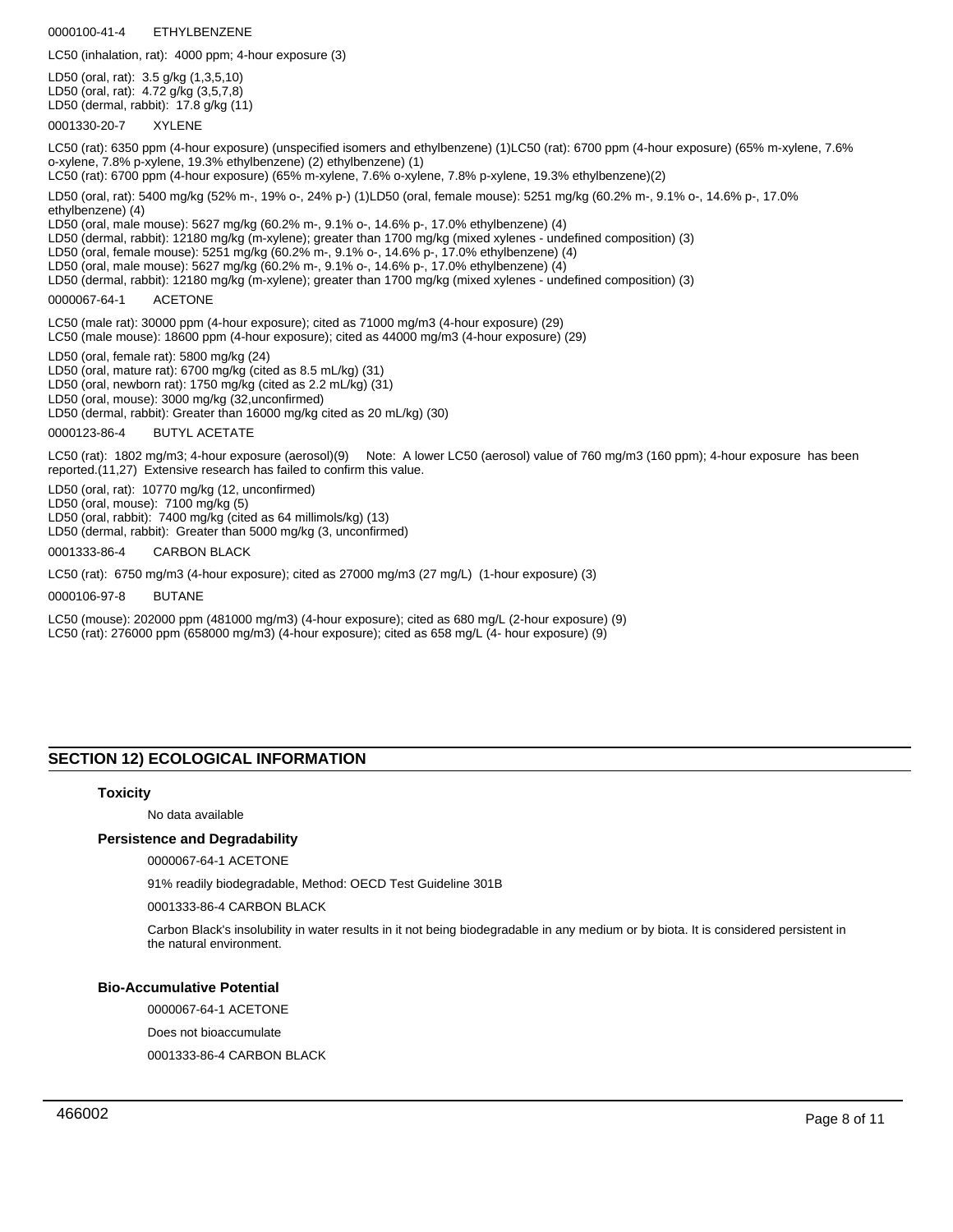0000100-41-4 ETHYLBENZENE

LC50 (inhalation, rat): 4000 ppm; 4-hour exposure (3)

LD50 (oral, rat): 3.5 g/kg (1,3,5,10)
LD50 (oral, rat): 4.72 g/kg (3,5,7,8)
LD50 (dermal, rabbit): 17.8 g/kg (11)

0001330-20-7 XYLENE

LC50 (rat): 6350 ppm (4-hour exposure) (unspecified isomers and ethylbenzene) (1)LC50 (rat): 6700 ppm (4-hour exposure) (65% m-xylene, 7.6% o-xylene, 7.8% p-xylene, 19.3% ethylbenzene) (2) ethylbenzene) (1)
LC50 (rat): 6700 ppm (4-hour exposure) (65% m-xylene, 7.6% o-xylene, 7.8% p-xylene, 19.3% ethylbenzene)(2)

LD50 (oral, rat): 5400 mg/kg (52% m-, 19% o-, 24% p-) (1)LD50 (oral, female mouse): 5251 mg/kg (60.2% m-, 9.1% o-, 14.6% p-, 17.0% ethylbenzene) (4)
LD50 (oral, male mouse): 5627 mg/kg (60.2% m-, 9.1% o-, 14.6% p-, 17.0% ethylbenzene) (4)
LD50 (dermal, rabbit): 12180 mg/kg (m-xylene); greater than 1700 mg/kg (mixed xylenes - undefined composition) (3)
LD50 (oral, female mouse): 5251 mg/kg (60.2% m-, 9.1% o-, 14.6% p-, 17.0% ethylbenzene) (4)
LD50 (oral, male mouse): 5627 mg/kg (60.2% m-, 9.1% o-, 14.6% p-, 17.0% ethylbenzene) (4)
LD50 (dermal, rabbit): 12180 mg/kg (m-xylene); greater than 1700 mg/kg (mixed xylenes - undefined composition) (3)

0000067-64-1 ACETONE

LC50 (male rat): 30000 ppm (4-hour exposure); cited as 71000 mg/m3 (4-hour exposure) (29)
LC50 (male mouse): 18600 ppm (4-hour exposure); cited as 44000 mg/m3 (4-hour exposure) (29)

LD50 (oral, female rat): 5800 mg/kg (24)
LD50 (oral, mature rat): 6700 mg/kg (cited as 8.5 mL/kg) (31)
LD50 (oral, newborn rat): 1750 mg/kg (cited as 2.2 mL/kg) (31)
LD50 (oral, mouse): 3000 mg/kg (32,unconfirmed)
LD50 (dermal, rabbit): Greater than 16000 mg/kg cited as 20 mL/kg) (30)

0000123-86-4 BUTYL ACETATE

LC50 (rat): 1802 mg/m3; 4-hour exposure (aerosol)(9) Note: A lower LC50 (aerosol) value of 760 mg/m3 (160 ppm); 4-hour exposure has been reported.(11,27) Extensive research has failed to confirm this value.

LD50 (oral, rat): 10770 mg/kg (12, unconfirmed)
LD50 (oral, mouse): 7100 mg/kg (5)
LD50 (oral, rabbit): 7400 mg/kg (cited as 64 millimols/kg) (13)
LD50 (dermal, rabbit): Greater than 5000 mg/kg (3, unconfirmed)

0001333-86-4 CARBON BLACK

LC50 (rat): 6750 mg/m3 (4-hour exposure); cited as 27000 mg/m3 (27 mg/L) (1-hour exposure) (3)

0000106-97-8 BUTANE

LC50 (mouse): 202000 ppm (481000 mg/m3) (4-hour exposure); cited as 680 mg/L (2-hour exposure) (9)
LC50 (rat): 276000 ppm (658000 mg/m3) (4-hour exposure); cited as 658 mg/L (4- hour exposure) (9)

## SECTION 12) ECOLOGICAL INFORMATION

### Toxicity

No data available

### Persistence and Degradability

0000067-64-1 ACETONE

91% readily biodegradable, Method: OECD Test Guideline 301B

0001333-86-4 CARBON BLACK

Carbon Black's insolubility in water results in it not being biodegradable in any medium or by biota. It is considered persistent in the natural environment.

### Bio-Accumulative Potential

0000067-64-1 ACETONE

Does not bioaccumulate

0001333-86-4 CARBON BLACK

466002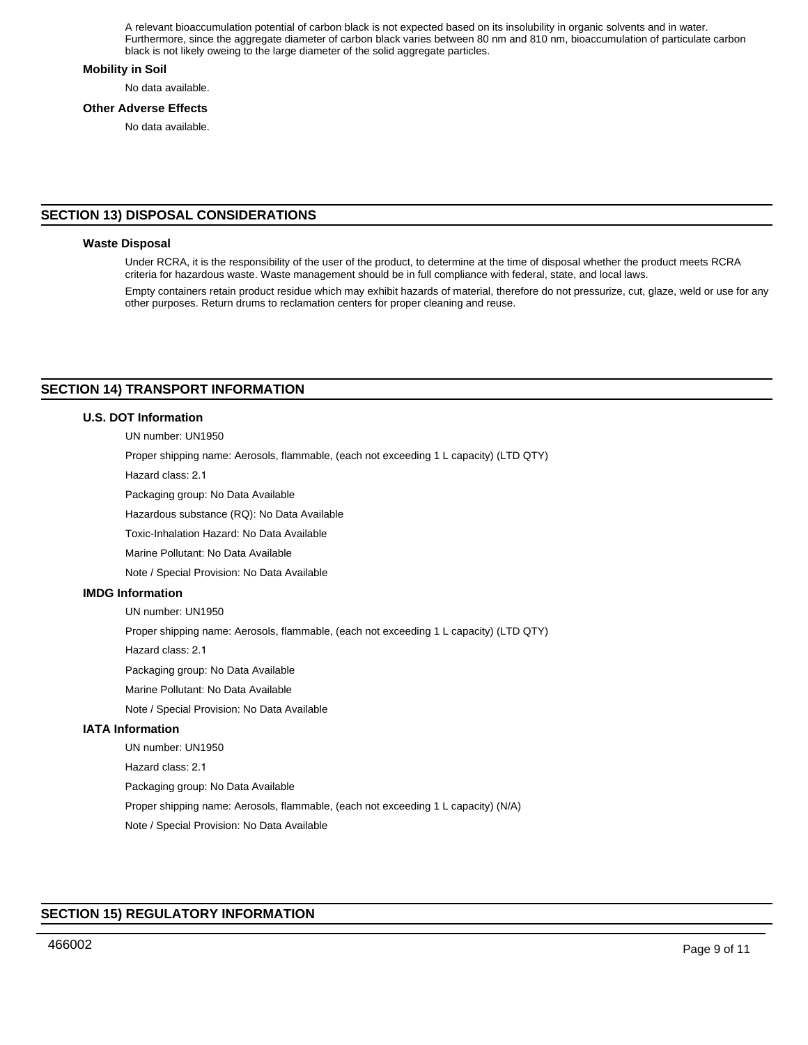A relevant bioaccumulation potential of carbon black is not expected based on its insolubility in organic solvents and in water. Furthermore, since the aggregate diameter of carbon black varies between 80 nm and 810 nm, bioaccumulation of particulate carbon black is not likely oweing to the large diameter of the solid aggregate particles.

### Mobility in Soil

No data available.

### Other Adverse Effects

No data available.

## SECTION 13) DISPOSAL CONSIDERATIONS

### Waste Disposal

Under RCRA, it is the responsibility of the user of the product, to determine at the time of disposal whether the product meets RCRA criteria for hazardous waste. Waste management should be in full compliance with federal, state, and local laws.

Empty containers retain product residue which may exhibit hazards of material, therefore do not pressurize, cut, glaze, weld or use for any other purposes. Return drums to reclamation centers for proper cleaning and reuse.

## SECTION 14) TRANSPORT INFORMATION

### U.S. DOT Information

UN number: UN1950

Proper shipping name: Aerosols, flammable, (each not exceeding 1 L capacity) (LTD QTY)

Hazard class: 2.1

Packaging group: No Data Available

Hazardous substance (RQ): No Data Available

Toxic-Inhalation Hazard: No Data Available

Marine Pollutant: No Data Available

Note / Special Provision: No Data Available

### IMDG Information

UN number: UN1950

Proper shipping name: Aerosols, flammable, (each not exceeding 1 L capacity) (LTD QTY)

Hazard class: 2.1

Packaging group: No Data Available

Marine Pollutant: No Data Available

Note / Special Provision: No Data Available

### IATA Information

UN number: UN1950

Hazard class: 2.1

Packaging group: No Data Available

Proper shipping name: Aerosols, flammable, (each not exceeding 1 L capacity) (N/A)

Note / Special Provision: No Data Available

## SECTION 15) REGULATORY INFORMATION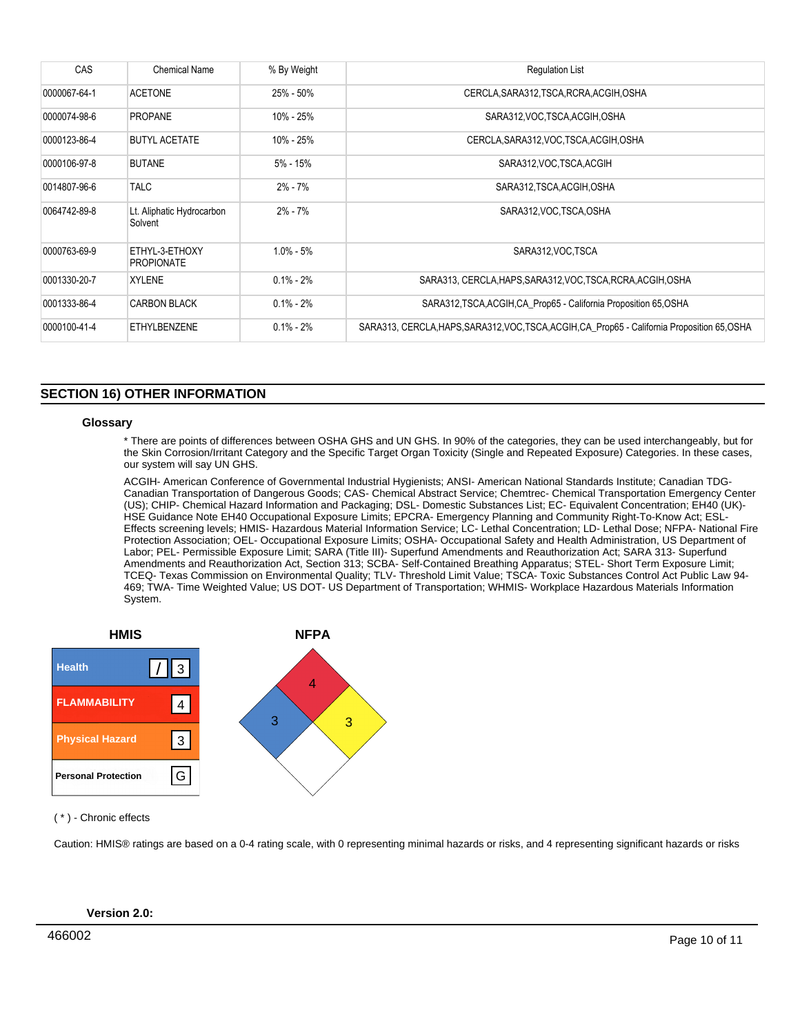| CAS | Chemical Name | % By Weight | Regulation List |
|---|---|---|---|
| 0000067-64-1 | ACETONE | 25% - 50% | CERCLA,SARA312,TSCA,RCRA,ACGIH,OSHA |
| 0000074-98-6 | PROPANE | 10% - 25% | SARA312,VOC,TSCA,ACGIH,OSHA |
| 0000123-86-4 | BUTYL ACETATE | 10% - 25% | CERCLA,SARA312,VOC,TSCA,ACGIH,OSHA |
| 0000106-97-8 | BUTANE | 5% - 15% | SARA312,VOC,TSCA,ACGIH |
| 0014807-96-6 | TALC | 2% - 7% | SARA312,TSCA,ACGIH,OSHA |
| 0064742-89-8 | Lt. Aliphatic Hydrocarbon Solvent | 2% - 7% | SARA312,VOC,TSCA,OSHA |
| 0000763-69-9 | ETHYL-3-ETHOXY PROPIONATE | 1.0% - 5% | SARA312,VOC,TSCA |
| 0001330-20-7 | XYLENE | 0.1% - 2% | SARA313, CERCLA,HAPS,SARA312,VOC,TSCA,RCRA,ACGIH,OSHA |
| 0001333-86-4 | CARBON BLACK | 0.1% - 2% | SARA312,TSCA,ACGIH,CA_Prop65 - California Proposition 65,OSHA |
| 0000100-41-4 | ETHYLBENZENE | 0.1% - 2% | SARA313, CERCLA,HAPS,SARA312,VOC,TSCA,ACGIH,CA_Prop65 - California Proposition 65,OSHA |

## SECTION 16) OTHER INFORMATION

### Glossary

* There are points of differences between OSHA GHS and UN GHS. In 90% of the categories, they can be used interchangeably, but for the Skin Corrosion/Irritant Category and the Specific Target Organ Toxicity (Single and Repeated Exposure) Categories. In these cases, our system will say UN GHS.

ACGIH- American Conference of Governmental Industrial Hygienists; ANSI- American National Standards Institute; Canadian TDG- Canadian Transportation of Dangerous Goods; CAS- Chemical Abstract Service; Chemtrec- Chemical Transportation Emergency Center (US); CHIP- Chemical Hazard Information and Packaging; DSL- Domestic Substances List; EC- Equivalent Concentration; EH40 (UK)- HSE Guidance Note EH40 Occupational Exposure Limits; EPCRA- Emergency Planning and Community Right-To-Know Act; ESL- Effects screening levels; HMIS- Hazardous Material Information Service; LC- Lethal Concentration; LD- Lethal Dose; NFPA- National Fire Protection Association; OEL- Occupational Exposure Limits; OSHA- Occupational Safety and Health Administration, US Department of Labor; PEL- Permissible Exposure Limit; SARA (Title III)- Superfund Amendments and Reauthorization Act; SARA 313- Superfund Amendments and Reauthorization Act, Section 313; SCBA- Self-Contained Breathing Apparatus; STEL- Short Term Exposure Limit; TCEQ- Texas Commission on Environmental Quality; TLV- Threshold Limit Value; TSCA- Toxic Substances Control Act Public Law 94-469; TWA- Time Weighted Value; US DOT- US Department of Transportation; WHMIS- Workplace Hazardous Materials Information System.

**HMIS**

| | |
|---|---|
| Health | / 3 |
| FLAMMABILITY | 4 |
| Physical Hazard | 3 |
| Personal Protection | G |

**NFPA**

Health: 3; Flammability: 4; Instability: 3; Special: (blank)

( * ) - Chronic effects

Caution: HMIS® ratings are based on a 0-4 rating scale, with 0 representing minimal hazards or risks, and 4 representing significant hazards or risks

**Version 2.0:**

466002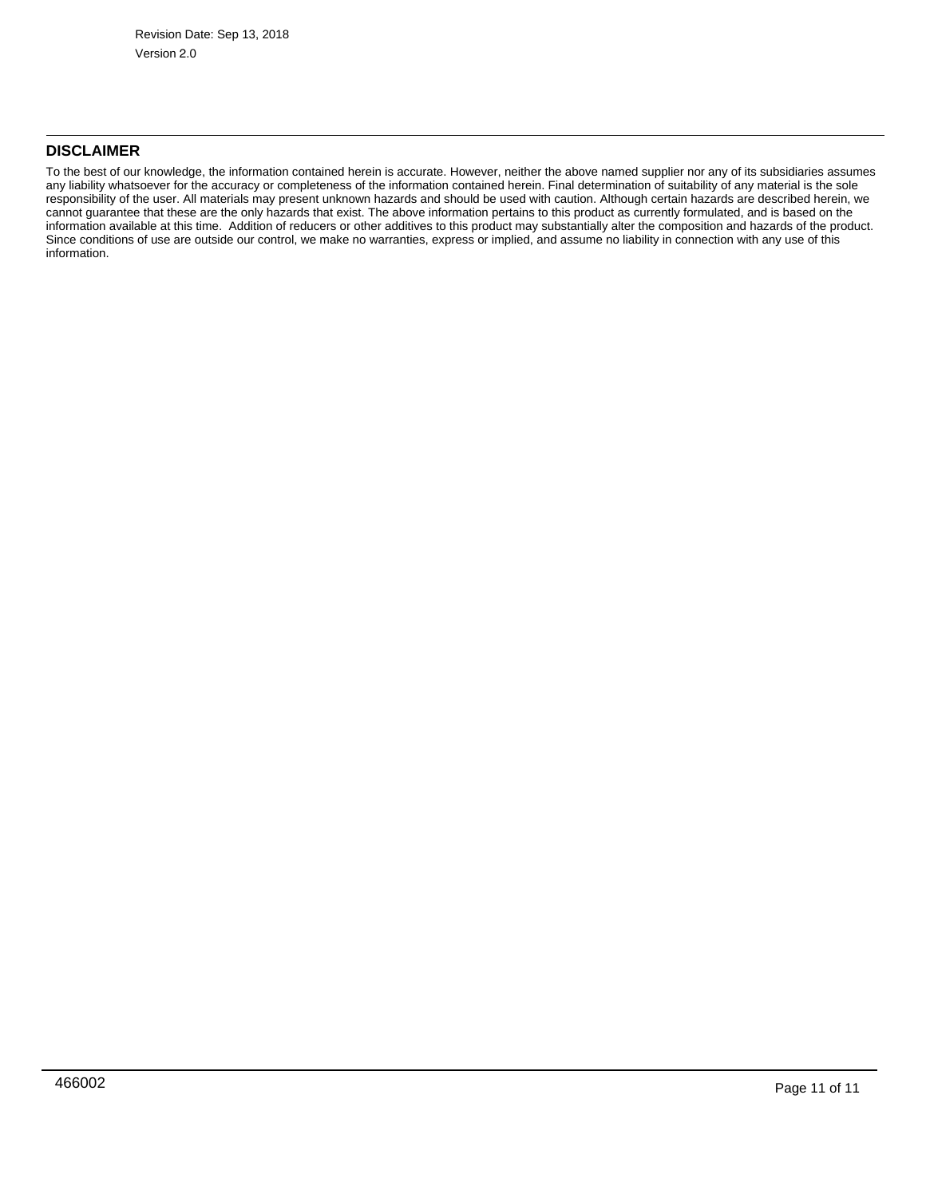Revision Date: Sep 13, 2018

Version 2.0

## DISCLAIMER

To the best of our knowledge, the information contained herein is accurate. However, neither the above named supplier nor any of its subsidiaries assumes any liability whatsoever for the accuracy or completeness of the information contained herein. Final determination of suitability of any material is the sole responsibility of the user. All materials may present unknown hazards and should be used with caution. Although certain hazards are described herein, we cannot guarantee that these are the only hazards that exist. The above information pertains to this product as currently formulated, and is based on the information available at this time. Addition of reducers or other additives to this product may substantially alter the composition and hazards of the product. Since conditions of use are outside our control, we make no warranties, express or implied, and assume no liability in connection with any use of this information.